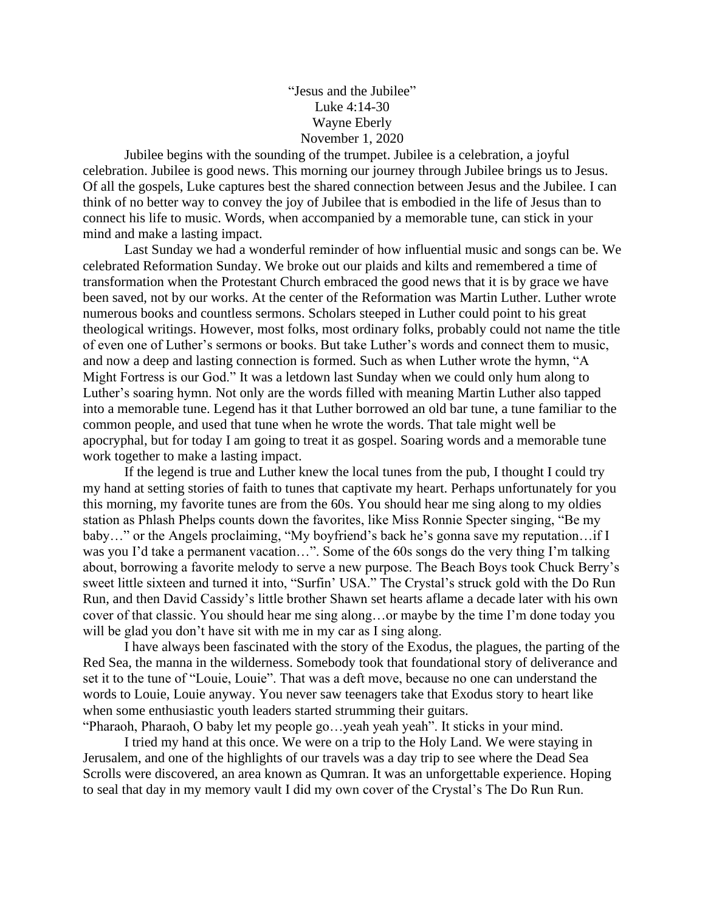# "Jesus and the Jubilee"

Luke 4:14-30

Wayne Eberly

November 1, 2020

Jubilee begins with the sounding of the trumpet. Jubilee is a celebration, a joyful celebration. Jubilee is good news. This morning our journey through Jubilee brings us to Jesus. Of all the gospels, Luke captures best the shared connection between Jesus and the Jubilee. I can think of no better way to convey the joy of Jubilee that is embodied in the life of Jesus than to connect his life to music. Words, when accompanied by a memorable tune, can stick in your mind and make a lasting impact.

Last Sunday we had a wonderful reminder of how influential music and songs can be. We celebrated Reformation Sunday. We broke out our plaids and kilts and remembered a time of transformation when the Protestant Church embraced the good news that it is by grace we have been saved, not by our works. At the center of the Reformation was Martin Luther. Luther wrote numerous books and countless sermons. Scholars steeped in Luther could point to his great theological writings. However, most folks, most ordinary folks, probably could not name the title of even one of Luther's sermons or books. But take Luther's words and connect them to music, and now a deep and lasting connection is formed. Such as when Luther wrote the hymn, "A Might Fortress is our God." It was a letdown last Sunday when we could only hum along to Luther's soaring hymn. Not only are the words filled with meaning Martin Luther also tapped into a memorable tune. Legend has it that Luther borrowed an old bar tune, a tune familiar to the common people, and used that tune when he wrote the words. That tale might well be apocryphal, but for today I am going to treat it as gospel. Soaring words and a memorable tune work together to make a lasting impact.

If the legend is true and Luther knew the local tunes from the pub, I thought I could try my hand at setting stories of faith to tunes that captivate my heart. Perhaps unfortunately for you this morning, my favorite tunes are from the 60s. You should hear me sing along to my oldies station as Phlash Phelps counts down the favorites, like Miss Ronnie Specter singing, "Be my baby…" or the Angels proclaiming, "My boyfriend's back he's gonna save my reputation…if I was you I'd take a permanent vacation…". Some of the 60s songs do the very thing I'm talking about, borrowing a favorite melody to serve a new purpose. The Beach Boys took Chuck Berry's sweet little sixteen and turned it into, "Surfin' USA." The Crystal's struck gold with the Do Run Run, and then David Cassidy's little brother Shawn set hearts aflame a decade later with his own cover of that classic. You should hear me sing along…or maybe by the time I'm done today you will be glad you don't have sit with me in my car as I sing along.

I have always been fascinated with the story of the Exodus, the plagues, the parting of the Red Sea, the manna in the wilderness. Somebody took that foundational story of deliverance and set it to the tune of "Louie, Louie". That was a deft move, because no one can understand the words to Louie, Louie anyway. You never saw teenagers take that Exodus story to heart like when some enthusiastic youth leaders started strumming their guitars.

"Pharaoh, Pharaoh, O baby let my people go…yeah yeah yeah". It sticks in your mind.

I tried my hand at this once. We were on a trip to the Holy Land. We were staying in Jerusalem, and one of the highlights of our travels was a day trip to see where the Dead Sea Scrolls were discovered, an area known as Qumran. It was an unforgettable experience. Hoping to seal that day in my memory vault I did my own cover of the Crystal's The Do Run Run.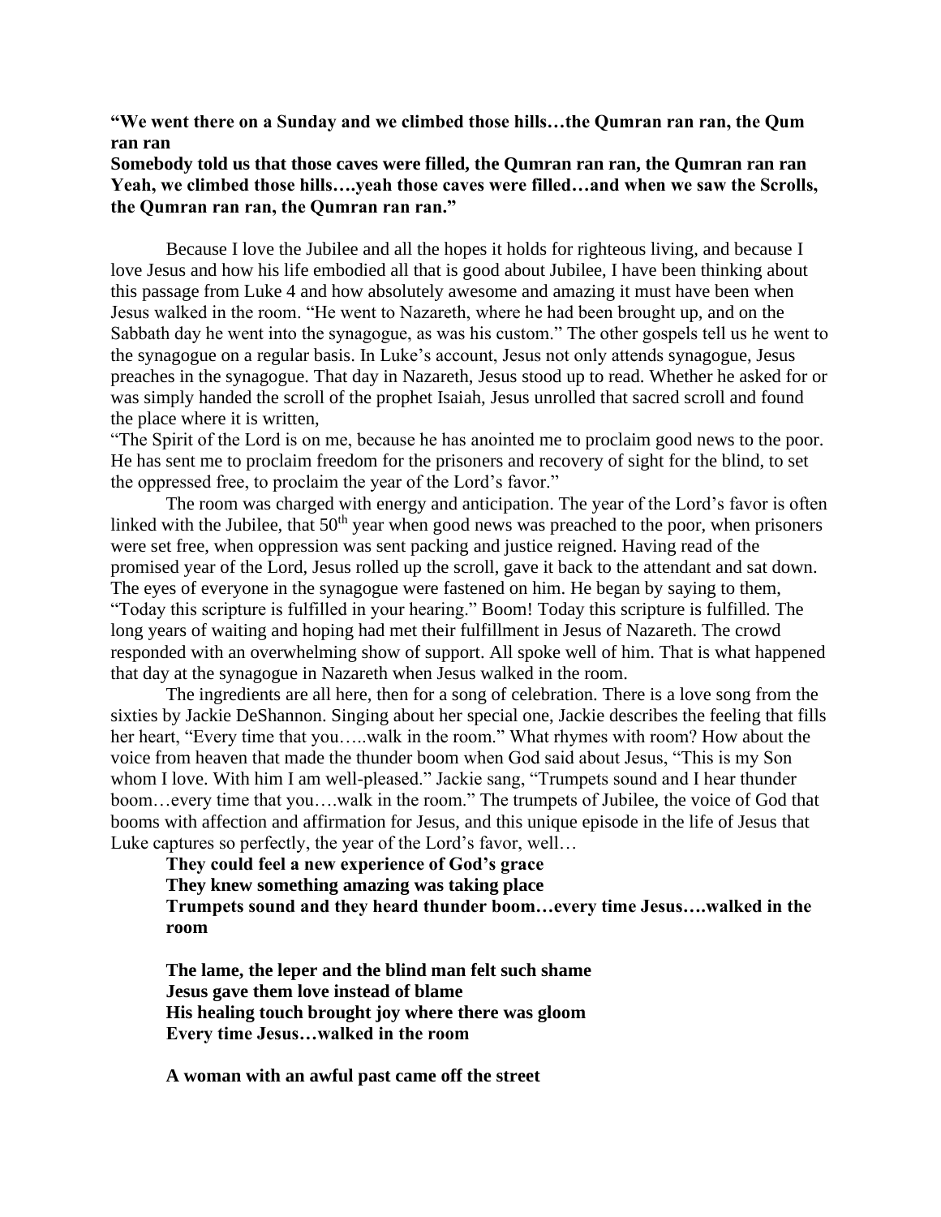**"We went there on a Sunday and we climbed those hills…the Qumran ran ran, the Qum ran ran**
**Somebody told us that those caves were filled, the Qumran ran ran, the Qumran ran ran**
**Yeah, we climbed those hills….yeah those caves were filled…and when we saw the Scrolls, the Qumran ran ran, the Qumran ran ran."**

Because I love the Jubilee and all the hopes it holds for righteous living, and because I love Jesus and how his life embodied all that is good about Jubilee, I have been thinking about this passage from Luke 4 and how absolutely awesome and amazing it must have been when Jesus walked in the room. "He went to Nazareth, where he had been brought up, and on the Sabbath day he went into the synagogue, as was his custom." The other gospels tell us he went to the synagogue on a regular basis. In Luke's account, Jesus not only attends synagogue, Jesus preaches in the synagogue. That day in Nazareth, Jesus stood up to read. Whether he asked for or was simply handed the scroll of the prophet Isaiah, Jesus unrolled that sacred scroll and found the place where it is written,

"The Spirit of the Lord is on me, because he has anointed me to proclaim good news to the poor. He has sent me to proclaim freedom for the prisoners and recovery of sight for the blind, to set the oppressed free, to proclaim the year of the Lord's favor."

The room was charged with energy and anticipation. The year of the Lord's favor is often linked with the Jubilee, that 50th year when good news was preached to the poor, when prisoners were set free, when oppression was sent packing and justice reigned. Having read of the promised year of the Lord, Jesus rolled up the scroll, gave it back to the attendant and sat down. The eyes of everyone in the synagogue were fastened on him. He began by saying to them, "Today this scripture is fulfilled in your hearing." Boom! Today this scripture is fulfilled. The long years of waiting and hoping had met their fulfillment in Jesus of Nazareth. The crowd responded with an overwhelming show of support. All spoke well of him. That is what happened that day at the synagogue in Nazareth when Jesus walked in the room.

The ingredients are all here, then for a song of celebration. There is a love song from the sixties by Jackie DeShannon. Singing about her special one, Jackie describes the feeling that fills her heart, "Every time that you…..walk in the room." What rhymes with room? How about the voice from heaven that made the thunder boom when God said about Jesus, "This is my Son whom I love. With him I am well-pleased." Jackie sang, "Trumpets sound and I hear thunder boom…every time that you….walk in the room." The trumpets of Jubilee, the voice of God that booms with affection and affirmation for Jesus, and this unique episode in the life of Jesus that Luke captures so perfectly, the year of the Lord's favor, well…

**They could feel a new experience of God's grace**
**They knew something amazing was taking place**
**Trumpets sound and they heard thunder boom…every time Jesus….walked in the room**

**The lame, the leper and the blind man felt such shame**
**Jesus gave them love instead of blame**
**His healing touch brought joy where there was gloom**
**Every time Jesus…walked in the room**

**A woman with an awful past came off the street**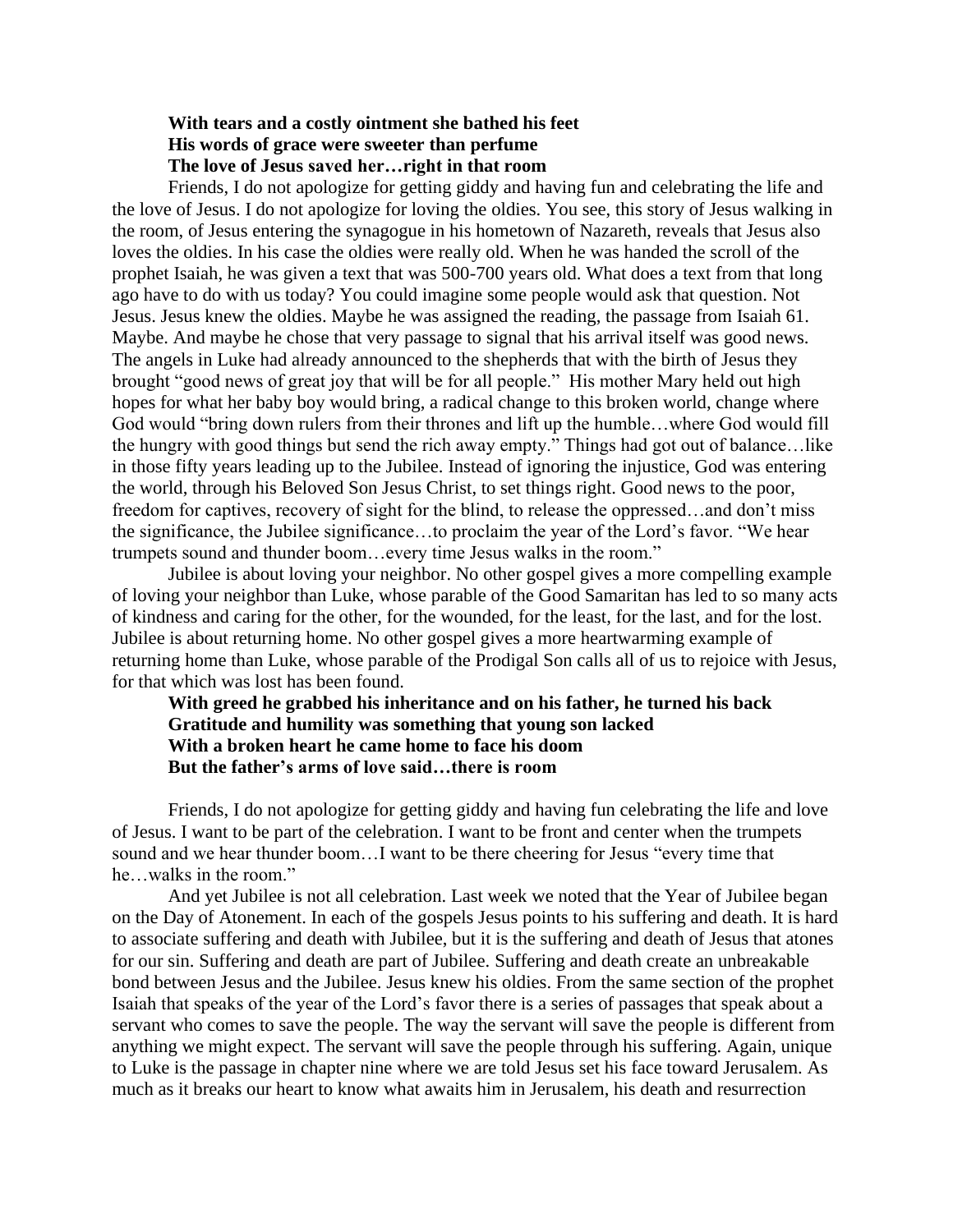**With tears and a costly ointment she bathed his feet**
**His words of grace were sweeter than perfume**
**The love of Jesus saved her…right in that room**

Friends, I do not apologize for getting giddy and having fun and celebrating the life and the love of Jesus. I do not apologize for loving the oldies. You see, this story of Jesus walking in the room, of Jesus entering the synagogue in his hometown of Nazareth, reveals that Jesus also loves the oldies. In his case the oldies were really old. When he was handed the scroll of the prophet Isaiah, he was given a text that was 500-700 years old. What does a text from that long ago have to do with us today? You could imagine some people would ask that question. Not Jesus. Jesus knew the oldies. Maybe he was assigned the reading, the passage from Isaiah 61. Maybe. And maybe he chose that very passage to signal that his arrival itself was good news. The angels in Luke had already announced to the shepherds that with the birth of Jesus they brought "good news of great joy that will be for all people." His mother Mary held out high hopes for what her baby boy would bring, a radical change to this broken world, change where God would "bring down rulers from their thrones and lift up the humble…where God would fill the hungry with good things but send the rich away empty." Things had got out of balance…like in those fifty years leading up to the Jubilee. Instead of ignoring the injustice, God was entering the world, through his Beloved Son Jesus Christ, to set things right. Good news to the poor, freedom for captives, recovery of sight for the blind, to release the oppressed…and don't miss the significance, the Jubilee significance…to proclaim the year of the Lord's favor. "We hear trumpets sound and thunder boom…every time Jesus walks in the room."

Jubilee is about loving your neighbor. No other gospel gives a more compelling example of loving your neighbor than Luke, whose parable of the Good Samaritan has led to so many acts of kindness and caring for the other, for the wounded, for the least, for the last, and for the lost. Jubilee is about returning home. No other gospel gives a more heartwarming example of returning home than Luke, whose parable of the Prodigal Son calls all of us to rejoice with Jesus, for that which was lost has been found.

**With greed he grabbed his inheritance and on his father, he turned his back**
**Gratitude and humility was something that young son lacked**
**With a broken heart he came home to face his doom**
**But the father's arms of love said…there is room**

Friends, I do not apologize for getting giddy and having fun celebrating the life and love of Jesus. I want to be part of the celebration. I want to be front and center when the trumpets sound and we hear thunder boom…I want to be there cheering for Jesus "every time that he…walks in the room."

And yet Jubilee is not all celebration. Last week we noted that the Year of Jubilee began on the Day of Atonement. In each of the gospels Jesus points to his suffering and death. It is hard to associate suffering and death with Jubilee, but it is the suffering and death of Jesus that atones for our sin. Suffering and death are part of Jubilee. Suffering and death create an unbreakable bond between Jesus and the Jubilee. Jesus knew his oldies. From the same section of the prophet Isaiah that speaks of the year of the Lord's favor there is a series of passages that speak about a servant who comes to save the people. The way the servant will save the people is different from anything we might expect. The servant will save the people through his suffering. Again, unique to Luke is the passage in chapter nine where we are told Jesus set his face toward Jerusalem. As much as it breaks our heart to know what awaits him in Jerusalem, his death and resurrection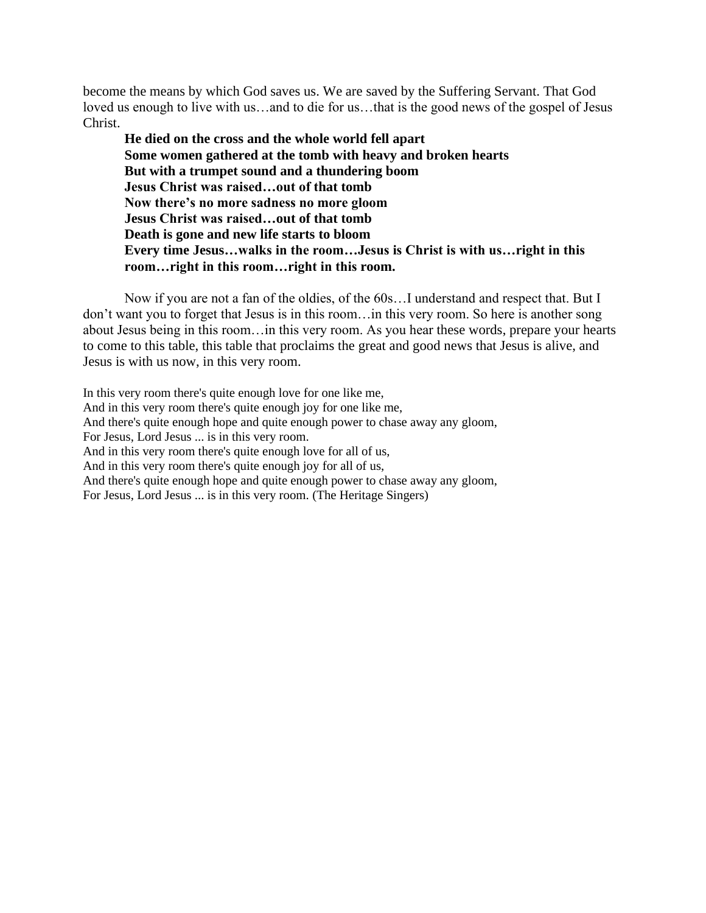become the means by which God saves us. We are saved by the Suffering Servant. That God loved us enough to live with us…and to die for us…that is the good news of the gospel of Jesus Christ.

> **He died on the cross and the whole world fell apart**
> **Some women gathered at the tomb with heavy and broken hearts**
> **But with a trumpet sound and a thundering boom**
> **Jesus Christ was raised…out of that tomb**
> **Now there's no more sadness no more gloom**
> **Jesus Christ was raised…out of that tomb**
> **Death is gone and new life starts to bloom**
> **Every time Jesus…walks in the room….Jesus is Christ is with us…right in this room…right in this room…right in this room.**

Now if you are not a fan of the oldies, of the 60s…I understand and respect that. But I don't want you to forget that Jesus is in this room…in this very room. So here is another song about Jesus being in this room…in this very room. As you hear these words, prepare your hearts to come to this table, this table that proclaims the great and good news that Jesus is alive, and Jesus is with us now, in this very room.

In this very room there's quite enough love for one like me,
And in this very room there's quite enough joy for one like me,
And there's quite enough hope and quite enough power to chase away any gloom,
For Jesus, Lord Jesus ... is in this very room.
And in this very room there's quite enough love for all of us,
And in this very room there's quite enough joy for all of us,
And there's quite enough hope and quite enough power to chase away any gloom,
For Jesus, Lord Jesus ... is in this very room. (The Heritage Singers)